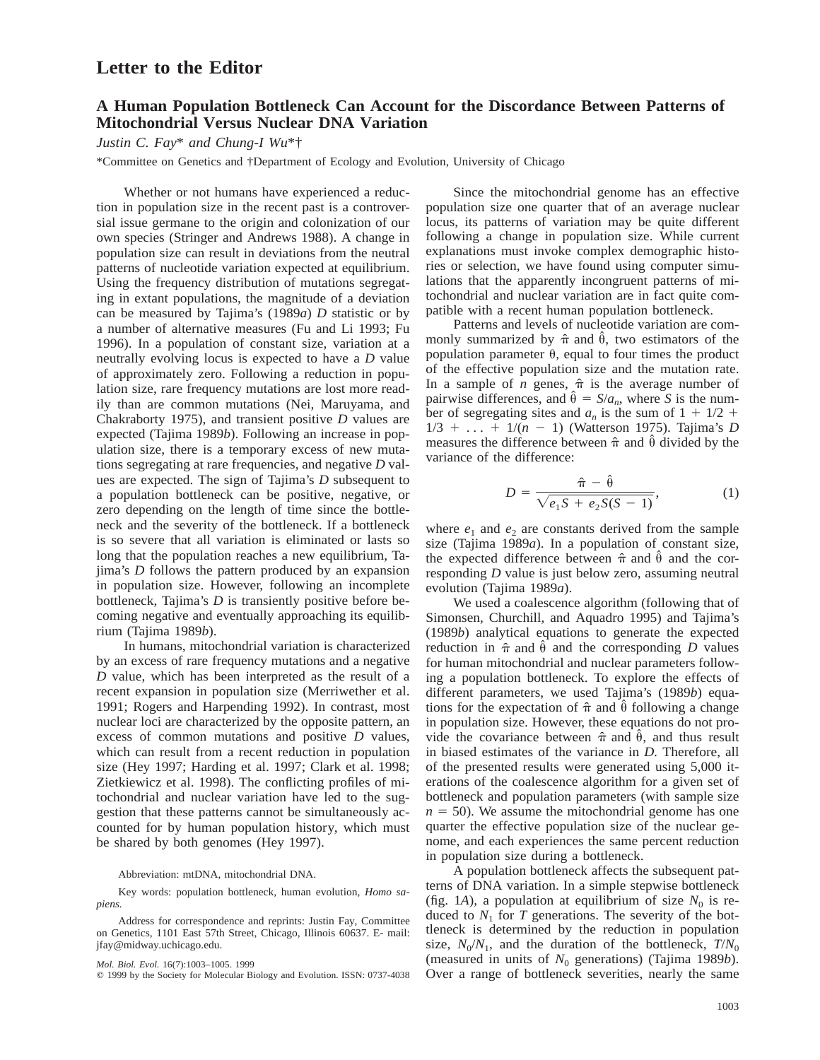# Letter to the Editor

## A Human Population Bottleneck Can Account for the Discordance Between Patterns of Mitochondrial Versus Nuclear DNA Variation

*Justin C. Fay\* and Chung-I Wu\*†*

\*Committee on Genetics and †Department of Ecology and Evolution, University of Chicago

Whether or not humans have experienced a reduction in population size in the recent past is a controversial issue germane to the origin and colonization of our own species (Stringer and Andrews 1988). A change in population size can result in deviations from the neutral patterns of nucleotide variation expected at equilibrium. Using the frequency distribution of mutations segregating in extant populations, the magnitude of a deviation can be measured by Tajima's (1989*a*) *D* statistic or by a number of alternative measures (Fu and Li 1993; Fu 1996). In a population of constant size, variation at a neutrally evolving locus is expected to have a *D* value of approximately zero. Following a reduction in population size, rare frequency mutations are lost more readily than are common mutations (Nei, Maruyama, and Chakraborty 1975), and transient positive *D* values are expected (Tajima 1989*b*). Following an increase in population size, there is a temporary excess of new mutations segregating at rare frequencies, and negative *D* values are expected. The sign of Tajima's *D* subsequent to a population bottleneck can be positive, negative, or zero depending on the length of time since the bottleneck and the severity of the bottleneck. If a bottleneck is so severe that all variation is eliminated or lasts so long that the population reaches a new equilibrium, Tajima's *D* follows the pattern produced by an expansion in population size. However, following an incomplete bottleneck, Tajima's *D* is transiently positive before becoming negative and eventually approaching its equilibrium (Tajima 1989*b*).

In humans, mitochondrial variation is characterized by an excess of rare frequency mutations and a negative *D* value, which has been interpreted as the result of a recent expansion in population size (Merriwether et al. 1991; Rogers and Harpending 1992). In contrast, most nuclear loci are characterized by the opposite pattern, an excess of common mutations and positive *D* values, which can result from a recent reduction in population size (Hey 1997; Harding et al. 1997; Clark et al. 1998; Zietkiewicz et al. 1998). The conflicting profiles of mitochondrial and nuclear variation have led to the suggestion that these patterns cannot be simultaneously accounted for by human population history, which must be shared by both genomes (Hey 1997).

Since the mitochondrial genome has an effective population size one quarter that of an average nuclear locus, its patterns of variation may be quite different following a change in population size. While current explanations must invoke complex demographic histories or selection, we have found using computer simulations that the apparently incongruent patterns of mitochondrial and nuclear variation are in fact quite compatible with a recent human population bottleneck.

Patterns and levels of nucleotide variation are commonly summarized by $\hat{\pi}$ and $\hat{\theta}$, two estimators of the population parameter $\theta$, equal to four times the product of the effective population size and the mutation rate. In a sample of $n$ genes, $\hat{\pi}$ is the average number of pairwise differences, and $\hat{\theta} = S/a_n$, where $S$ is the number of segregating sites and $a_n$ is the sum of $1 + 1/2 + 1/3 + \ldots + 1/(n-1)$ (Watterson 1975). Tajima's $D$ measures the difference between $\hat{\pi}$ and $\hat{\theta}$ divided by the variance of the difference:

$$D = \frac{\hat{\pi} - \hat{\theta}}{\sqrt{e_1 S + e_2 S(S-1)}}, \tag{1}$$

where $e_1$ and $e_2$ are constants derived from the sample size (Tajima 1989*a*). In a population of constant size, the expected difference between $\hat{\pi}$ and $\hat{\theta}$ and the corresponding $D$ value is just below zero, assuming neutral evolution (Tajima 1989*a*).

We used a coalescence algorithm (following that of Simonsen, Churchill, and Aquadro 1995) and Tajima's (1989*b*) analytical equations to generate the expected reduction in $\hat{\pi}$ and $\hat{\theta}$ and the corresponding $D$ values for human mitochondrial and nuclear parameters following a population bottleneck. To explore the effects of different parameters, we used Tajima's (1989*b*) equations for the expectation of $\hat{\pi}$ and $\hat{\theta}$ following a change in population size. However, these equations do not provide the covariance between $\hat{\pi}$ and $\hat{\theta}$, and thus result in biased estimates of the variance in $D$. Therefore, all of the presented results were generated using 5,000 iterations of the coalescence algorithm for a given set of bottleneck and population parameters (with sample size $n = 50$). We assume the mitochondrial genome has one quarter the effective population size of the nuclear genome, and each experiences the same percent reduction in population size during a bottleneck.

A population bottleneck affects the subsequent patterns of DNA variation. In a simple stepwise bottleneck (fig. 1*A*), a population at equilibrium of size $N_0$ is reduced to $N_1$ for $T$ generations. The severity of the bottleneck is determined by the reduction in population size, $N_0/N_1$, and the duration of the bottleneck, $T/N_0$ (measured in units of $N_0$ generations) (Tajima 1989*b*). Over a range of bottleneck severities, nearly the same

Abbreviation: mtDNA, mitochondrial DNA.

Key words: population bottleneck, human evolution, *Homo sapiens.*

Address for correspondence and reprints: Justin Fay, Committee on Genetics, 1101 East 57th Street, Chicago, Illinois 60637. E-mail: jfay@midway.uchicago.edu.

*Mol. Biol. Evol.* 16(7):1003–1005. 1999

© 1999 by the Society for Molecular Biology and Evolution. ISSN: 0737-4038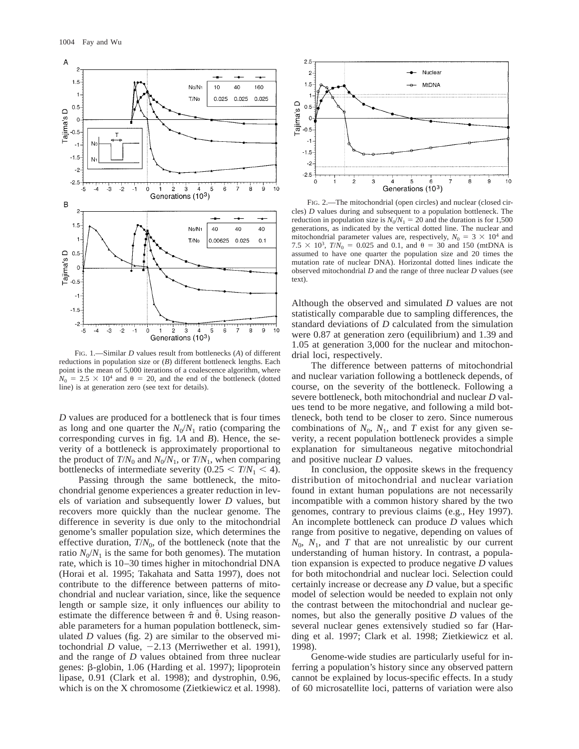FIG. 1.—Similar $D$ values result from bottlenecks ($A$) of different reductions in population size or ($B$) different bottleneck lengths. Each point is the mean of 5,000 iterations of a coalescence algorithm, where $N_0 = 2.5 \times 10^4$ and $\theta = 20$, and the end of the bottleneck (dotted line) is at generation zero (see text for details).

FIG. 2.—The mitochondrial (open circles) and nuclear (closed circles) $D$ values during and subsequent to a population bottleneck. The reduction in population size is $N_0/N_1 = 20$ and the duration is for 1,500 generations, as indicated by the vertical dotted line. The nuclear and mitochondrial parameter values are, respectively, $N_0 = 3 \times 10^4$ and $7.5 \times 10^3$, $T/N_0 = 0.025$ and 0.1, and $\theta = 30$ and 150 (mtDNA is assumed to have one quarter the population size and 20 times the mutation rate of nuclear DNA). Horizontal dotted lines indicate the observed mitochondrial $D$ and the range of three nuclear $D$ values (see text).

$D$ values are produced for a bottleneck that is four times as long and one quarter the $N_0/N_1$ ratio (comparing the corresponding curves in fig. 1$A$ and $B$). Hence, the severity of a bottleneck is approximately proportional to the product of $T/N_0$ and $N_0/N_1$, or $T/N_1$, when comparing bottlenecks of intermediate severity ($0.25 < T/N_1 < 4$).

Passing through the same bottleneck, the mitochondrial genome experiences a greater reduction in levels of variation and subsequently lower $D$ values, but recovers more quickly than the nuclear genome. The difference in severity is due only to the mitochondrial genome's smaller population size, which determines the effective duration, $T/N_0$, of the bottleneck (note that the ratio $N_0/N_1$ is the same for both genomes). The mutation rate, which is 10–30 times higher in mitochondrial DNA (Horai et al. 1995; Takahata and Satta 1997), does not contribute to the difference between patterns of mitochondrial and nuclear variation, since, like the sequence length or sample size, it only influences our ability to estimate the difference between $\hat{\pi}$ and $\hat{\theta}$. Using reasonable parameters for a human population bottleneck, simulated $D$ values (fig. 2) are similar to the observed mitochondrial $D$ value, −2.13 (Merriwether et al. 1991), and the range of $D$ values obtained from three nuclear genes: β-globin, 1.06 (Harding et al. 1997); lipoprotein lipase, 0.91 (Clark et al. 1998); and dystrophin, 0.96, which is on the X chromosome (Zietkiewicz et al. 1998). Although the observed and simulated $D$ values are not statistically comparable due to sampling differences, the standard deviations of $D$ calculated from the simulation were 0.87 at generation zero (equilibrium) and 1.39 and 1.05 at generation 3,000 for the nuclear and mitochondrial loci, respectively.

The difference between patterns of mitochondrial and nuclear variation following a bottleneck depends, of course, on the severity of the bottleneck. Following a severe bottleneck, both mitochondrial and nuclear $D$ values tend to be more negative, and following a mild bottleneck, both tend to be closer to zero. Since numerous combinations of $N_0$, $N_1$, and $T$ exist for any given severity, a recent population bottleneck provides a simple explanation for simultaneous negative mitochondrial and positive nuclear $D$ values.

In conclusion, the opposite skews in the frequency distribution of mitochondrial and nuclear variation found in extant human populations are not necessarily incompatible with a common history shared by the two genomes, contrary to previous claims (e.g., Hey 1997). An incomplete bottleneck can produce $D$ values which range from positive to negative, depending on values of $N_0$, $N_1$, and $T$ that are not unrealistic by our current understanding of human history. In contrast, a population expansion is expected to produce negative $D$ values for both mitochondrial and nuclear loci. Selection could certainly increase or decrease any $D$ value, but a specific model of selection would be needed to explain not only the contrast between the mitochondrial and nuclear genomes, but also the generally positive $D$ values of the several nuclear genes extensively studied so far (Harding et al. 1997; Clark et al. 1998; Zietkiewicz et al. 1998).

Genome-wide studies are particularly useful for inferring a population's history since any observed pattern cannot be explained by locus-specific effects. In a study of 60 microsatellite loci, patterns of variation were also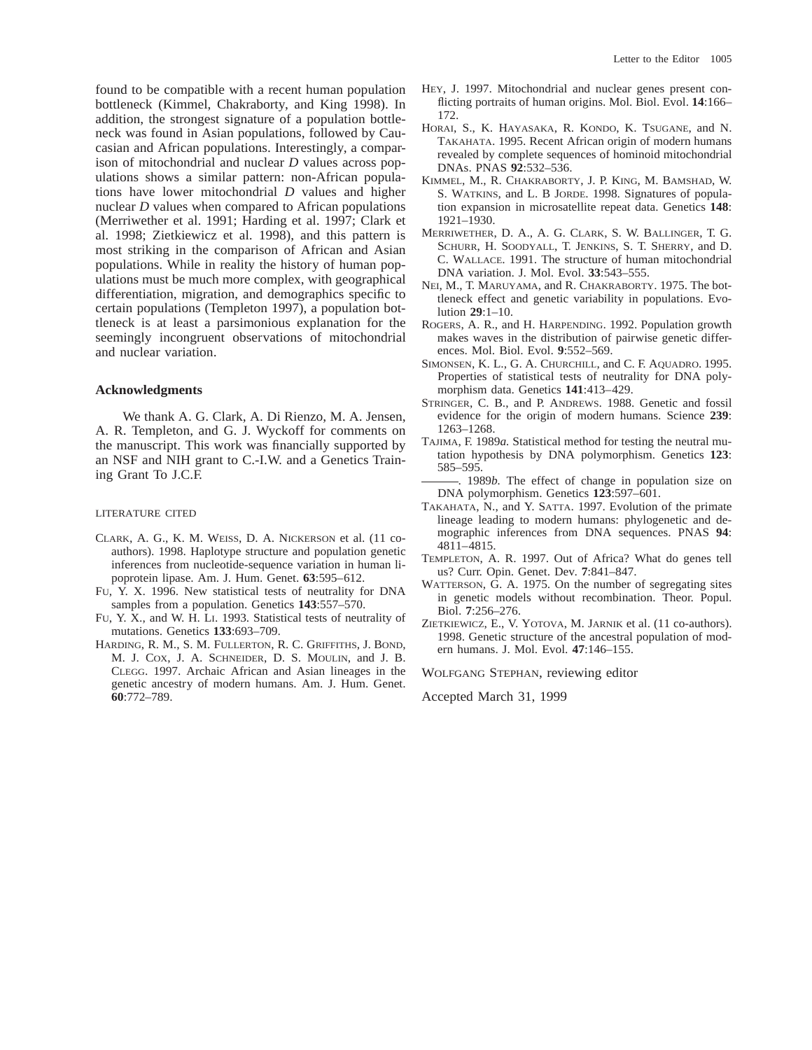found to be compatible with a recent human population bottleneck (Kimmel, Chakraborty, and King 1998). In addition, the strongest signature of a population bottleneck was found in Asian populations, followed by Caucasian and African populations. Interestingly, a comparison of mitochondrial and nuclear *D* values across populations shows a similar pattern: non-African populations have lower mitochondrial *D* values and higher nuclear *D* values when compared to African populations (Merriwether et al. 1991; Harding et al. 1997; Clark et al. 1998; Zietkiewicz et al. 1998), and this pattern is most striking in the comparison of African and Asian populations. While in reality the history of human populations must be much more complex, with geographical differentiation, migration, and demographics specific to certain populations (Templeton 1997), a population bottleneck is at least a parsimonious explanation for the seemingly incongruent observations of mitochondrial and nuclear variation.

### Acknowledgments

We thank A. G. Clark, A. Di Rienzo, M. A. Jensen, A. R. Templeton, and G. J. Wyckoff for comments on the manuscript. This work was financially supported by an NSF and NIH grant to C.-I.W. and a Genetics Training Grant To J.C.F.

### LITERATURE CITED

CLARK, A. G., K. M. WEISS, D. A. NICKERSON et al. (11 co-authors). 1998. Haplotype structure and population genetic inferences from nucleotide-sequence variation in human lipoprotein lipase. Am. J. Hum. Genet. **63**:595–612.

FU, Y. X. 1996. New statistical tests of neutrality for DNA samples from a population. Genetics **143**:557–570.

FU, Y. X., and W. H. LI. 1993. Statistical tests of neutrality of mutations. Genetics **133**:693–709.

HARDING, R. M., S. M. FULLERTON, R. C. GRIFFITHS, J. BOND, M. J. COX, J. A. SCHNEIDER, D. S. MOULIN, and J. B. CLEGG. 1997. Archaic African and Asian lineages in the genetic ancestry of modern humans. Am. J. Hum. Genet. **60**:772–789.

HEY, J. 1997. Mitochondrial and nuclear genes present conflicting portraits of human origins. Mol. Biol. Evol. **14**:166–172.

HORAI, S., K. HAYASAKA, R. KONDO, K. TSUGANE, and N. TAKAHATA. 1995. Recent African origin of modern humans revealed by complete sequences of hominoid mitochondrial DNAs. PNAS **92**:532–536.

KIMMEL, M., R. CHAKRABORTY, J. P. KING, M. BAMSHAD, W. S. WATKINS, and L. B JORDE. 1998. Signatures of population expansion in microsatellite repeat data. Genetics **148**:1921–1930.

MERRIWETHER, D. A., A. G. CLARK, S. W. BALLINGER, T. G. SCHURR, H. SOODYALL, T. JENKINS, S. T. SHERRY, and D. C. WALLACE. 1991. The structure of human mitochondrial DNA variation. J. Mol. Evol. **33**:543–555.

NEI, M., T. MARUYAMA, and R. CHAKRABORTY. 1975. The bottleneck effect and genetic variability in populations. Evolution **29**:1–10.

ROGERS, A. R., and H. HARPENDING. 1992. Population growth makes waves in the distribution of pairwise genetic differences. Mol. Biol. Evol. **9**:552–569.

SIMONSEN, K. L., G. A. CHURCHILL, and C. F. AQUADRO. 1995. Properties of statistical tests of neutrality for DNA polymorphism data. Genetics **141**:413–429.

STRINGER, C. B., and P. ANDREWS. 1988. Genetic and fossil evidence for the origin of modern humans. Science **239**:1263–1268.

TAJIMA, F. 1989*a.* Statistical method for testing the neutral mutation hypothesis by DNA polymorphism. Genetics **123**:585–595.

———. 1989*b.* The effect of change in population size on DNA polymorphism. Genetics **123**:597–601.

TAKAHATA, N., and Y. SATTA. 1997. Evolution of the primate lineage leading to modern humans: phylogenetic and demographic inferences from DNA sequences. PNAS **94**:4811–4815.

TEMPLETON, A. R. 1997. Out of Africa? What do genes tell us? Curr. Opin. Genet. Dev. **7**:841–847.

WATTERSON, G. A. 1975. On the number of segregating sites in genetic models without recombination. Theor. Popul. Biol. **7**:256–276.

ZIETKIEWICZ, E., V. YOTOVA, M. JARNIK et al. (11 co-authors). 1998. Genetic structure of the ancestral population of modern humans. J. Mol. Evol. **47**:146–155.

WOLFGANG STEPHAN, reviewing editor

Accepted March 31, 1999